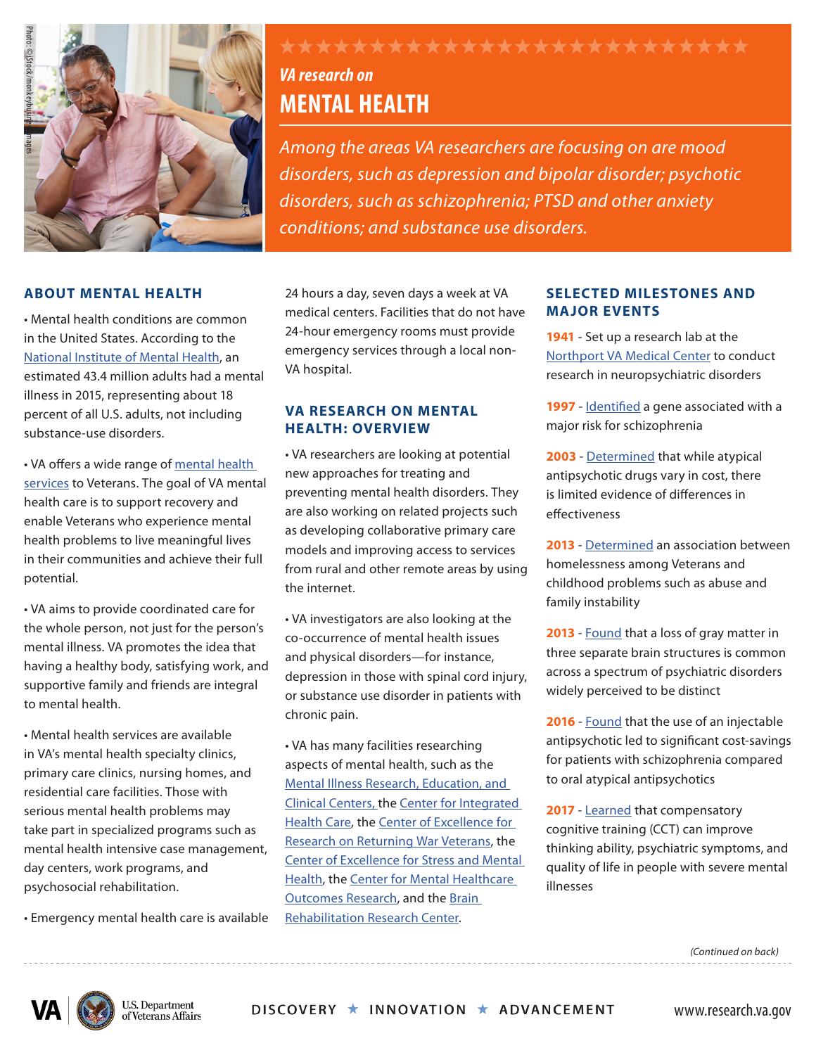*VA research on*

# MENTAL HEALTH

*Among the areas VA researchers are focusing on are mood disorders, such as depression and bipolar disorder; psychotic disorders, such as schizophrenia; PTSD and other anxiety conditions; and substance use disorders.*

## ABOUT MENTAL HEALTH

• Mental health conditions are common in the United States. According to the National Institute of Mental Health, an estimated 43.4 million adults had a mental illness in 2015, representing about 18 percent of all U.S. adults, not including substance-use disorders.

• VA offers a wide range of mental health services to Veterans. The goal of VA mental health care is to support recovery and enable Veterans who experience mental health problems to live meaningful lives in their communities and achieve their full potential.

• VA aims to provide coordinated care for the whole person, not just for the person's mental illness. VA promotes the idea that having a healthy body, satisfying work, and supportive family and friends are integral to mental health.

• Mental health services are available in VA's mental health specialty clinics, primary care clinics, nursing homes, and residential care facilities. Those with serious mental health problems may take part in specialized programs such as mental health intensive case management, day centers, work programs, and psychosocial rehabilitation.

• Emergency mental health care is available 24 hours a day, seven days a week at VA medical centers. Facilities that do not have 24-hour emergency rooms must provide emergency services through a local non-VA hospital.

## VA RESEARCH ON MENTAL HEALTH: OVERVIEW

• VA researchers are looking at potential new approaches for treating and preventing mental health disorders. They are also working on related projects such as developing collaborative primary care models and improving access to services from rural and other remote areas by using the internet.

• VA investigators are also looking at the co-occurrence of mental health issues and physical disorders—for instance, depression in those with spinal cord injury, or substance use disorder in patients with chronic pain.

• VA has many facilities researching aspects of mental health, such as the Mental Illness Research, Education, and Clinical Centers, the Center for Integrated Health Care, the Center of Excellence for Research on Returning War Veterans, the Center of Excellence for Stress and Mental Health, the Center for Mental Healthcare Outcomes Research, and the Brain Rehabilitation Research Center.

## SELECTED MILESTONES AND MAJOR EVENTS

**1941** - Set up a research lab at the Northport VA Medical Center to conduct research in neuropsychiatric disorders

**1997** - Identified a gene associated with a major risk for schizophrenia

**2003** - Determined that while atypical antipsychotic drugs vary in cost, there is limited evidence of differences in effectiveness

**2013** - Determined an association between homelessness among Veterans and childhood problems such as abuse and family instability

**2013** - Found that a loss of gray matter in three separate brain structures is common across a spectrum of psychiatric disorders widely perceived to be distinct

**2016** - Found that the use of an injectable antipsychotic led to significant cost-savings for patients with schizophrenia compared to oral atypical antipsychotics

**2017** - Learned that compensatory cognitive training (CCT) can improve thinking ability, psychiatric symptoms, and quality of life in people with severe mental illnesses

*(Continued on back)*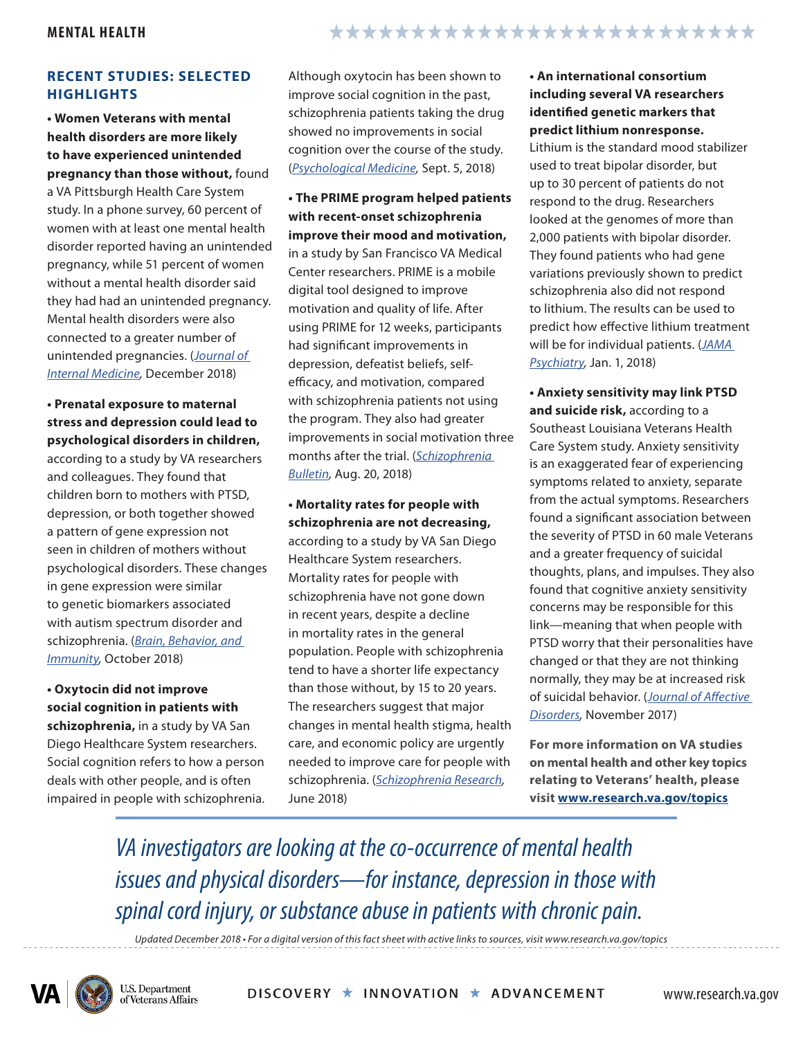## RECENT STUDIES: SELECTED HIGHLIGHTS

• **Women Veterans with mental health disorders are more likely to have experienced unintended pregnancy than those without,** found a VA Pittsburgh Health Care System study. In a phone survey, 60 percent of women with at least one mental health disorder reported having an unintended pregnancy, while 51 percent of women without a mental health disorder said they had had an unintended pregnancy. Mental health disorders were also connected to a greater number of unintended pregnancies. (*Journal of Internal Medicine*, December 2018)

• **Prenatal exposure to maternal stress and depression could lead to psychological disorders in children,** according to a study by VA researchers and colleagues. They found that children born to mothers with PTSD, depression, or both together showed a pattern of gene expression not seen in children of mothers without psychological disorders. These changes in gene expression were similar to genetic biomarkers associated with autism spectrum disorder and schizophrenia. (*Brain, Behavior, and Immunity*, October 2018)

• **Oxytocin did not improve social cognition in patients with schizophrenia,** in a study by VA San Diego Healthcare System researchers. Social cognition refers to how a person deals with other people, and is often impaired in people with schizophrenia. Although oxytocin has been shown to improve social cognition in the past, schizophrenia patients taking the drug showed no improvements in social cognition over the course of the study. (*Psychological Medicine*, Sept. 5, 2018)

• **The PRIME program helped patients with recent-onset schizophrenia improve their mood and motivation,** in a study by San Francisco VA Medical Center researchers. PRIME is a mobile digital tool designed to improve motivation and quality of life. After using PRIME for 12 weeks, participants had significant improvements in depression, defeatist beliefs, self-efficacy, and motivation, compared with schizophrenia patients not using the program. They also had greater improvements in social motivation three months after the trial. (*Schizophrenia Bulletin*, Aug. 20, 2018)

• **Mortality rates for people with schizophrenia are not decreasing,** according to a study by VA San Diego Healthcare System researchers. Mortality rates for people with schizophrenia have not gone down in recent years, despite a decline in mortality rates in the general population. People with schizophrenia tend to have a shorter life expectancy than those without, by 15 to 20 years. The researchers suggest that major changes in mental health stigma, health care, and economic policy are urgently needed to improve care for people with schizophrenia. (*Schizophrenia Research*, June 2018)

• **An international consortium including several VA researchers identified genetic markers that predict lithium nonresponse.** Lithium is the standard mood stabilizer used to treat bipolar disorder, but up to 30 percent of patients do not respond to the drug. Researchers looked at the genomes of more than 2,000 patients with bipolar disorder. They found patients who had gene variations previously shown to predict schizophrenia also did not respond to lithium. The results can be used to predict how effective lithium treatment will be for individual patients. (*JAMA Psychiatry*, Jan. 1, 2018)

• **Anxiety sensitivity may link PTSD and suicide risk,** according to a Southeast Louisiana Veterans Health Care System study. Anxiety sensitivity is an exaggerated fear of experiencing symptoms related to anxiety, separate from the actual symptoms. Researchers found a significant association between the severity of PTSD in 60 male Veterans and a greater frequency of suicidal thoughts, plans, and impulses. They also found that cognitive anxiety sensitivity concerns may be responsible for this link—meaning that when people with PTSD worry that their personalities have changed or that they are not thinking normally, they may be at increased risk of suicidal behavior. (*Journal of Affective Disorders*, November 2017)

**For more information on VA studies on mental health and other key topics relating to Veterans' health, please visit www.research.va.gov/topics**

*VA investigators are looking at the co-occurrence of mental health issues and physical disorders—for instance, depression in those with spinal cord injury, or substance abuse in patients with chronic pain.*

*Updated December 2018 • For a digital version of this fact sheet with active links to sources, visit www.research.va.gov/topics*